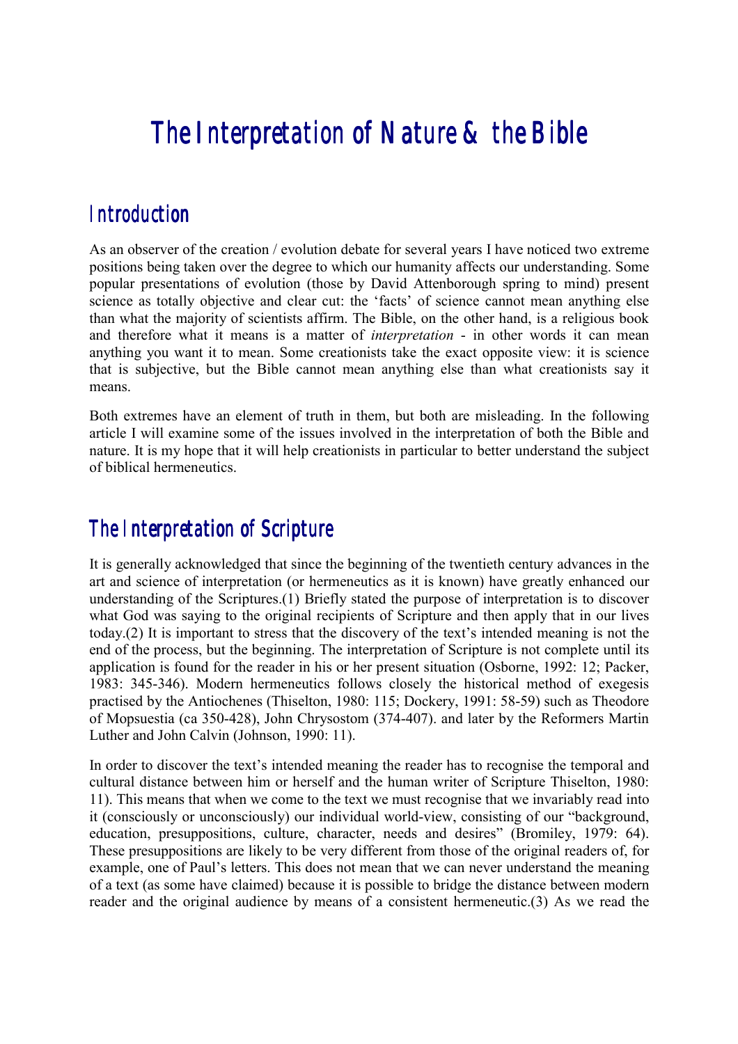# The Interpretation of Nature & the Bible

## Introduction

As an observer of the creation / evolution debate for several years I have noticed two extreme positions being taken over the degree to which our humanity affects our understanding. Some popular presentations of evolution (those by David Attenborough spring to mind) present science as totally objective and clear cut: the 'facts' of science cannot mean anything else than what the majority of scientists affirm. The Bible, on the other hand, is a religious book and therefore what it means is a matter of *interpretation* - in other words it can mean anything you want it to mean. Some creationists take the exact opposite view: it is science that is subjective, but the Bible cannot mean anything else than what creationists say it means.

Both extremes have an element of truth in them, but both are misleading. In the following article I will examine some of the issues involved in the interpretation of both the Bible and nature. It is my hope that it will help creationists in particular to better understand the subject of biblical hermeneutics.

## The Interpretation of Scripture

It is generally acknowledged that since the beginning of the twentieth century advances in the art and science of interpretation (or hermeneutics as it is known) have greatly enhanced our understanding of the Scriptures.(1) Briefly stated the purpose of interpretation is to discover what God was saying to the original recipients of Scripture and then apply that in our lives today.(2) It is important to stress that the discovery of the text's intended meaning is not the end of the process, but the beginning. The interpretation of Scripture is not complete until its application is found for the reader in his or her present situation (Osborne, 1992: 12; Packer, 1983: 345-346). Modern hermeneutics follows closely the historical method of exegesis practised by the Antiochenes (Thiselton, 1980: 115; Dockery, 1991: 58-59) such as Theodore of Mopsuestia (ca 350-428), John Chrysostom (374-407). and later by the Reformers Martin Luther and John Calvin (Johnson, 1990: 11).

In order to discover the text's intended meaning the reader has to recognise the temporal and cultural distance between him or herself and the human writer of Scripture Thiselton, 1980: 11). This means that when we come to the text we must recognise that we invariably read into it (consciously or unconsciously) our individual world-view, consisting of our "background, education, presuppositions, culture, character, needs and desires" (Bromiley, 1979: 64). These presuppositions are likely to be very different from those of the original readers of, for example, one of Paul's letters. This does not mean that we can never understand the meaning of a text (as some have claimed) because it is possible to bridge the distance between modern reader and the original audience by means of a consistent hermeneutic.(3) As we read the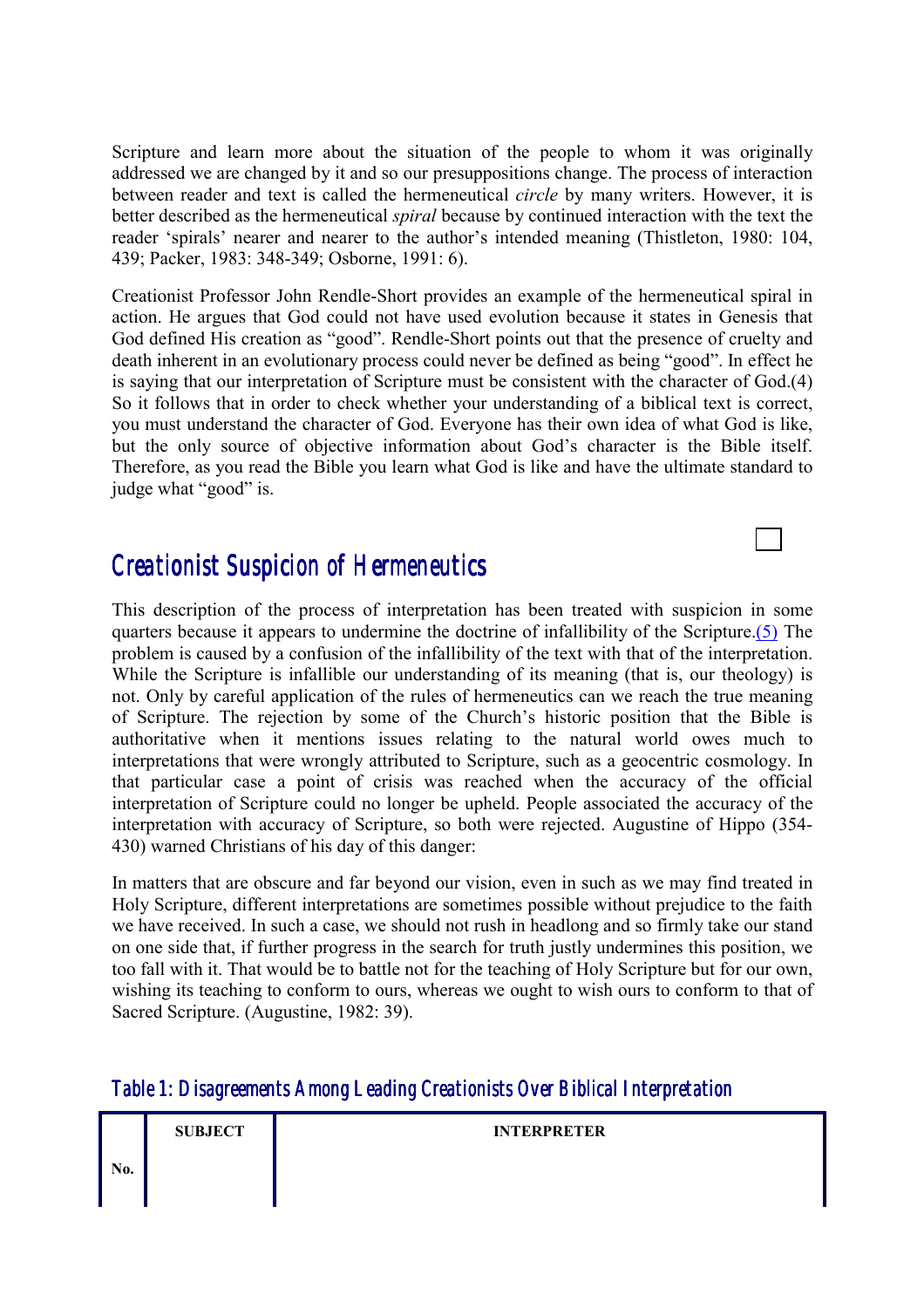Scripture and learn more about the situation of the people to whom it was originally addressed we are changed by it and so our presuppositions change. The process of interaction between reader and text is called the hermeneutical *circle* by many writers. However, it is better described as the hermeneutical *spiral* because by continued interaction with the text the reader 'spirals' nearer and nearer to the author's intended meaning (Thistleton, 1980: 104, 439; Packer, 1983: 348-349; Osborne, 1991: 6).

Creationist Professor John Rendle-Short provides an example of the hermeneutical spiral in action. He argues that God could not have used evolution because it states in Genesis that God defined His creation as "good". Rendle-Short points out that the presence of cruelty and death inherent in an evolutionary process could never be defined as being "good". In effect he is saying that our interpretation of Scripture must be consistent with the character of God.(4) So it follows that in order to check whether your understanding of a biblical text is correct, you must understand the character of God. Everyone has their own idea of what God is like, but the only source of objective information about God's character is the Bible itself. Therefore, as you read the Bible you learn what God is like and have the ultimate standard to judge what "good" is.

## Creationist Suspicion of Hermeneutics

This description of the process of interpretation has been treated with suspicion in some quarters because it appears to undermine the doctrine of infallibility of the Scripture.(5) The problem is caused by a confusion of the infallibility of the text with that of the interpretation. While the Scripture is infallible our understanding of its meaning (that is, our theology) is not. Only by careful application of the rules of hermeneutics can we reach the true meaning of Scripture. The rejection by some of the Church's historic position that the Bible is authoritative when it mentions issues relating to the natural world owes much to interpretations that were wrongly attributed to Scripture, such as a geocentric cosmology. In that particular case a point of crisis was reached when the accuracy of the official interpretation of Scripture could no longer be upheld. People associated the accuracy of the interpretation with accuracy of Scripture, so both were rejected. Augustine of Hippo (354-430) warned Christians of his day of this danger:

In matters that are obscure and far beyond our vision, even in such as we may find treated in Holy Scripture, different interpretations are sometimes possible without prejudice to the faith we have received. In such a case, we should not rush in headlong and so firmly take our stand on one side that, if further progress in the search for truth justly undermines this position, we too fall with it. That would be to battle not for the teaching of Holy Scripture but for our own, wishing its teaching to conform to ours, whereas we ought to wish ours to conform to that of Sacred Scripture. (Augustine, 1982: 39).

### Table 1: Disagreements Among Leading Creationists Over Biblical Interpretation

| No. | SUBJECT | INTERPRETER |
|---|---|---|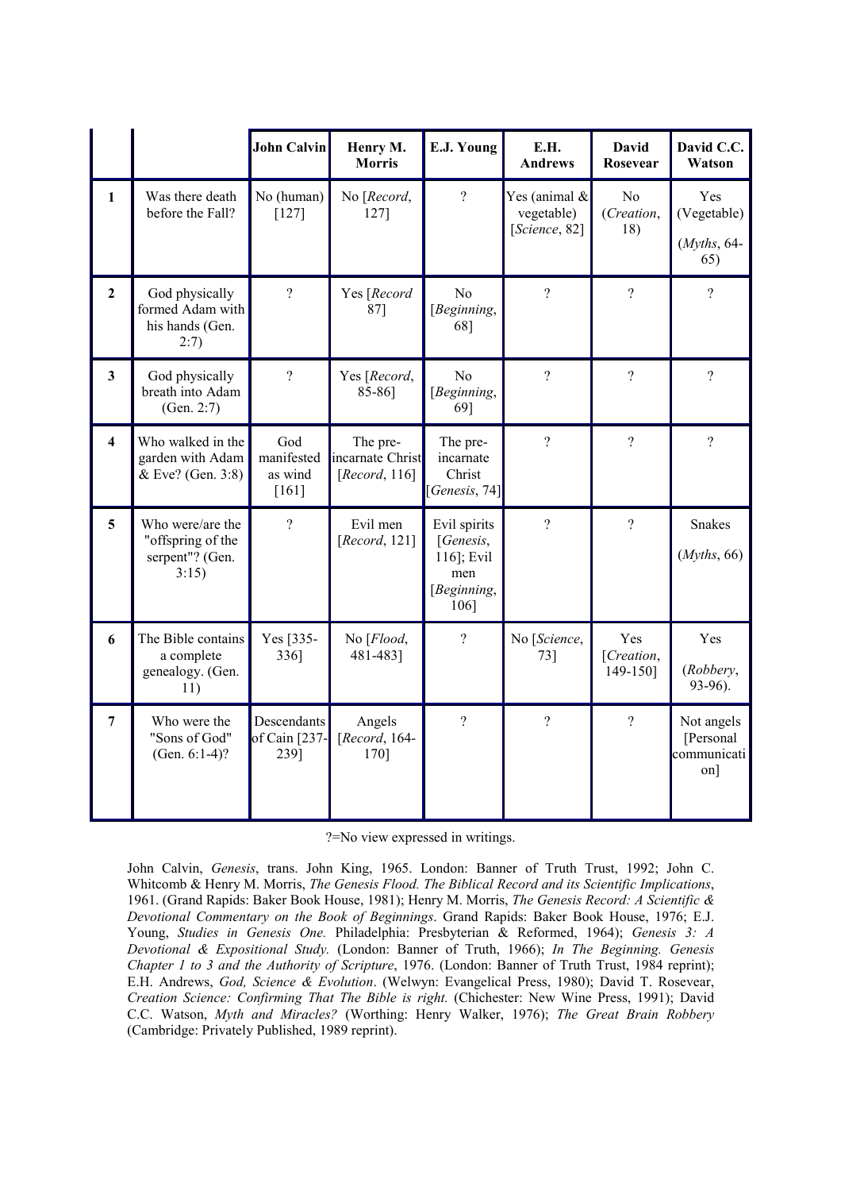| | | John Calvin | Henry M. Morris | E.J. Young | E.H. Andrews | David Rosevear | David C.C. Watson |
|---|---|---|---|---|---|---|---|
| **1** | Was there death before the Fall? | No (human) [127] | No [*Record*, 127] | ? | Yes (animal & vegetable) [*Science*, 82] | No (*Creation*, 18) | Yes (Vegetable) (*Myths*, 64-65) |
| **2** | God physically formed Adam with his hands (Gen. 2:7) | ? | Yes [*Record* 87] | No [*Beginning*, 68] | ? | ? | ? |
| **3** | God physically breath into Adam (Gen. 2:7) | ? | Yes [*Record*, 85-86] | No [*Beginning*, 69] | ? | ? | ? |
| **4** | Who walked in the garden with Adam & Eve? (Gen. 3:8) | God manifested as wind [161] | The pre-incarnate Christ [*Record*, 116] | The pre-incarnate Christ [*Genesis*, 74] | ? | ? | ? |
| **5** | Who were/are the "offspring of the serpent"? (Gen. 3:15) | ? | Evil men [*Record*, 121] | Evil spirits [*Genesis*, 116]; Evil men [*Beginning*, 106] | ? | ? | Snakes (*Myths*, 66) |
| **6** | The Bible contains a complete genealogy. (Gen. 11) | Yes [335-336] | No [*Flood*, 481-483] | ? | No [*Science*, 73] | Yes [*Creation*, 149-150] | Yes (*Robbery*, 93-96). |
| **7** | Who were the "Sons of God" (Gen. 6:1-4)? | Descendants of Cain [237-239] | Angels [*Record*, 164-170] | ? | ? | ? | Not angels [Personal communication] |

?=No view expressed in writings.

John Calvin, *Genesis*, trans. John King, 1965. London: Banner of Truth Trust, 1992; John C. Whitcomb & Henry M. Morris, *The Genesis Flood. The Biblical Record and its Scientific Implications*, 1961. (Grand Rapids: Baker Book House, 1981); Henry M. Morris, *The Genesis Record: A Scientific & Devotional Commentary on the Book of Beginnings*. Grand Rapids: Baker Book House, 1976; E.J. Young, *Studies in Genesis One.* Philadelphia: Presbyterian & Reformed, 1964); *Genesis 3: A Devotional & Expositional Study.* (London: Banner of Truth, 1966); *In The Beginning. Genesis Chapter 1 to 3 and the Authority of Scripture*, 1976. (London: Banner of Truth Trust, 1984 reprint); E.H. Andrews, *God, Science & Evolution*. (Welwyn: Evangelical Press, 1980); David T. Rosevear, *Creation Science: Confirming That The Bible is right.* (Chichester: New Wine Press, 1991); David C.C. Watson, *Myth and Miracles?* (Worthing: Henry Walker, 1976); *The Great Brain Robbery* (Cambridge: Privately Published, 1989 reprint).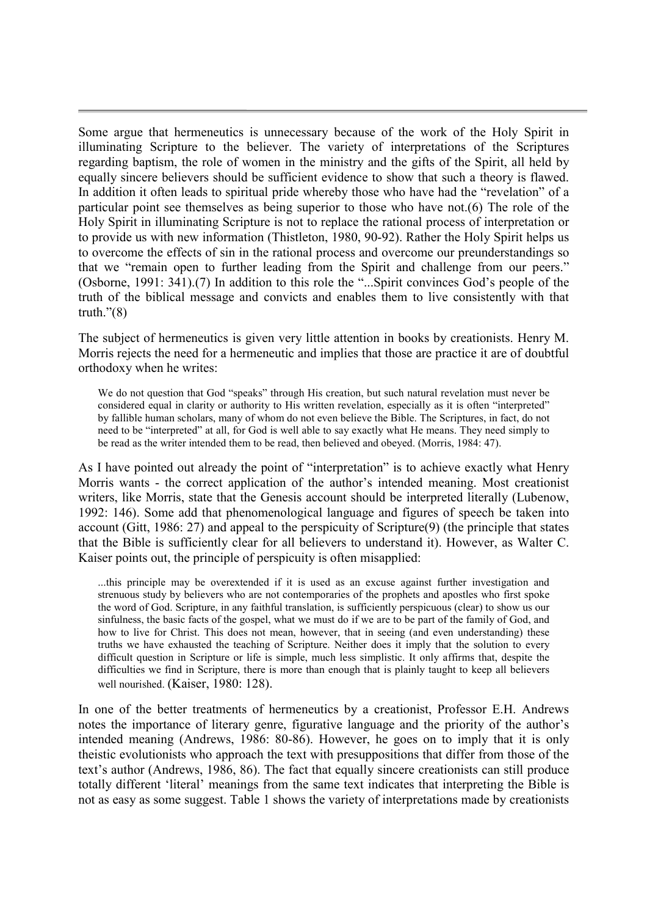Some argue that hermeneutics is unnecessary because of the work of the Holy Spirit in illuminating Scripture to the believer. The variety of interpretations of the Scriptures regarding baptism, the role of women in the ministry and the gifts of the Spirit, all held by equally sincere believers should be sufficient evidence to show that such a theory is flawed. In addition it often leads to spiritual pride whereby those who have had the "revelation" of a particular point see themselves as being superior to those who have not.(6) The role of the Holy Spirit in illuminating Scripture is not to replace the rational process of interpretation or to provide us with new information (Thistleton, 1980, 90-92). Rather the Holy Spirit helps us to overcome the effects of sin in the rational process and overcome our preunderstandings so that we "remain open to further leading from the Spirit and challenge from our peers." (Osborne, 1991: 341).(7) In addition to this role the "...Spirit convinces God's people of the truth of the biblical message and convicts and enables them to live consistently with that truth."(8)

The subject of hermeneutics is given very little attention in books by creationists. Henry M. Morris rejects the need for a hermeneutic and implies that those are practice it are of doubtful orthodoxy when he writes:

> We do not question that God "speaks" through His creation, but such natural revelation must never be considered equal in clarity or authority to His written revelation, especially as it is often "interpreted" by fallible human scholars, many of whom do not even believe the Bible. The Scriptures, in fact, do not need to be "interpreted" at all, for God is well able to say exactly what He means. They need simply to be read as the writer intended them to be read, then believed and obeyed. (Morris, 1984: 47).

As I have pointed out already the point of "interpretation" is to achieve exactly what Henry Morris wants - the correct application of the author's intended meaning. Most creationist writers, like Morris, state that the Genesis account should be interpreted literally (Lubenow, 1992: 146). Some add that phenomenological language and figures of speech be taken into account (Gitt, 1986: 27) and appeal to the perspicuity of Scripture(9) (the principle that states that the Bible is sufficiently clear for all believers to understand it). However, as Walter C. Kaiser points out, the principle of perspicuity is often misapplied:

> ...this principle may be overextended if it is used as an excuse against further investigation and strenuous study by believers who are not contemporaries of the prophets and apostles who first spoke the word of God. Scripture, in any faithful translation, is sufficiently perspicuous (clear) to show us our sinfulness, the basic facts of the gospel, what we must do if we are to be part of the family of God, and how to live for Christ. This does not mean, however, that in seeing (and even understanding) these truths we have exhausted the teaching of Scripture. Neither does it imply that the solution to every difficult question in Scripture or life is simple, much less simplistic. It only affirms that, despite the difficulties we find in Scripture, there is more than enough that is plainly taught to keep all believers well nourished. (Kaiser, 1980: 128).

In one of the better treatments of hermeneutics by a creationist, Professor E.H. Andrews notes the importance of literary genre, figurative language and the priority of the author's intended meaning (Andrews, 1986: 80-86). However, he goes on to imply that it is only theistic evolutionists who approach the text with presuppositions that differ from those of the text's author (Andrews, 1986, 86). The fact that equally sincere creationists can still produce totally different 'literal' meanings from the same text indicates that interpreting the Bible is not as easy as some suggest. Table 1 shows the variety of interpretations made by creationists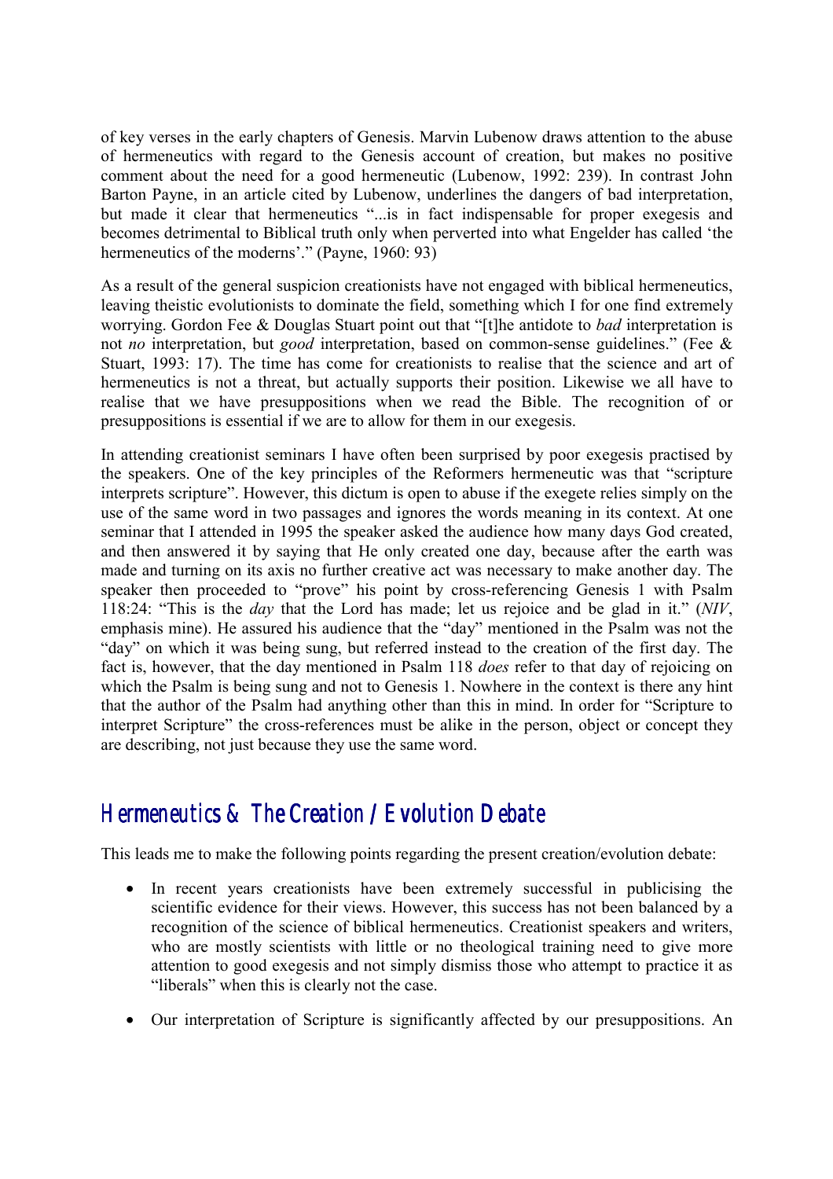of key verses in the early chapters of Genesis. Marvin Lubenow draws attention to the abuse of hermeneutics with regard to the Genesis account of creation, but makes no positive comment about the need for a good hermeneutic (Lubenow, 1992: 239). In contrast John Barton Payne, in an article cited by Lubenow, underlines the dangers of bad interpretation, but made it clear that hermeneutics "...is in fact indispensable for proper exegesis and becomes detrimental to Biblical truth only when perverted into what Engelder has called 'the hermeneutics of the moderns'." (Payne, 1960: 93)

As a result of the general suspicion creationists have not engaged with biblical hermeneutics, leaving theistic evolutionists to dominate the field, something which I for one find extremely worrying. Gordon Fee & Douglas Stuart point out that "[t]he antidote to *bad* interpretation is not *no* interpretation, but *good* interpretation, based on common-sense guidelines." (Fee & Stuart, 1993: 17). The time has come for creationists to realise that the science and art of hermeneutics is not a threat, but actually supports their position. Likewise we all have to realise that we have presuppositions when we read the Bible. The recognition of or presuppositions is essential if we are to allow for them in our exegesis.

In attending creationist seminars I have often been surprised by poor exegesis practised by the speakers. One of the key principles of the Reformers hermeneutic was that "scripture interprets scripture". However, this dictum is open to abuse if the exegete relies simply on the use of the same word in two passages and ignores the words meaning in its context. At one seminar that I attended in 1995 the speaker asked the audience how many days God created, and then answered it by saying that He only created one day, because after the earth was made and turning on its axis no further creative act was necessary to make another day. The speaker then proceeded to "prove" his point by cross-referencing Genesis 1 with Psalm 118:24: "This is the *day* that the Lord has made; let us rejoice and be glad in it." (*NIV*, emphasis mine). He assured his audience that the "day" mentioned in the Psalm was not the "day" on which it was being sung, but referred instead to the creation of the first day. The fact is, however, that the day mentioned in Psalm 118 *does* refer to that day of rejoicing on which the Psalm is being sung and not to Genesis 1. Nowhere in the context is there any hint that the author of the Psalm had anything other than this in mind. In order for "Scripture to interpret Scripture" the cross-references must be alike in the person, object or concept they are describing, not just because they use the same word.

## Hermeneutics & The Creation / Evolution Debate

This leads me to make the following points regarding the present creation/evolution debate:

- In recent years creationists have been extremely successful in publicising the scientific evidence for their views. However, this success has not been balanced by a recognition of the science of biblical hermeneutics. Creationist speakers and writers, who are mostly scientists with little or no theological training need to give more attention to good exegesis and not simply dismiss those who attempt to practice it as "liberals" when this is clearly not the case.

- Our interpretation of Scripture is significantly affected by our presuppositions. An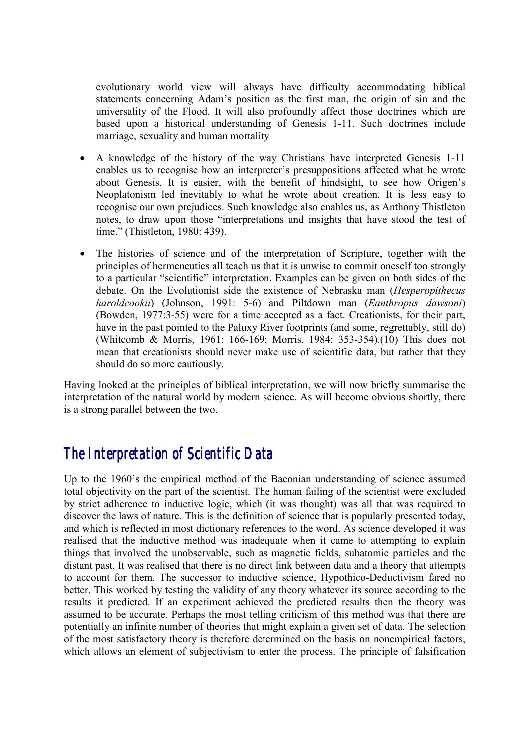evolutionary world view will always have difficulty accommodating biblical statements concerning Adam's position as the first man, the origin of sin and the universality of the Flood. It will also profoundly affect those doctrines which are based upon a historical understanding of Genesis 1-11. Such doctrines include marriage, sexuality and human mortality

- A knowledge of the history of the way Christians have interpreted Genesis 1-11 enables us to recognise how an interpreter's presuppositions affected what he wrote about Genesis. It is easier, with the benefit of hindsight, to see how Origen's Neoplatonism led inevitably to what he wrote about creation. It is less easy to recognise our own prejudices. Such knowledge also enables us, as Anthony Thistleton notes, to draw upon those "interpretations and insights that have stood the test of time." (Thistleton, 1980: 439).

- The histories of science and of the interpretation of Scripture, together with the principles of hermeneutics all teach us that it is unwise to commit oneself too strongly to a particular "scientific" interpretation. Examples can be given on both sides of the debate. On the Evolutionist side the existence of Nebraska man (*Hesperopithecus haroldcookii*) (Johnson, 1991: 5-6) and Piltdown man (*Eanthropus dawsoni*) (Bowden, 1977:3-55) were for a time accepted as a fact. Creationists, for their part, have in the past pointed to the Paluxy River footprints (and some, regrettably, still do) (Whitcomb & Morris, 1961: 166-169; Morris, 1984: 353-354).(10) This does not mean that creationists should never make use of scientific data, but rather that they should do so more cautiously.

Having looked at the principles of biblical interpretation, we will now briefly summarise the interpretation of the natural world by modern science. As will become obvious shortly, there is a strong parallel between the two.

## The Interpretation of Scientific Data

Up to the 1960's the empirical method of the Baconian understanding of science assumed total objectivity on the part of the scientist. The human failing of the scientist were excluded by strict adherence to inductive logic, which (it was thought) was all that was required to discover the laws of nature. This is the definition of science that is popularly presented today, and which is reflected in most dictionary references to the word. As science developed it was realised that the inductive method was inadequate when it came to attempting to explain things that involved the unobservable, such as magnetic fields, subatomic particles and the distant past. It was realised that there is no direct link between data and a theory that attempts to account for them. The successor to inductive science, Hypothico-Deductivism fared no better. This worked by testing the validity of any theory whatever its source according to the results it predicted. If an experiment achieved the predicted results then the theory was assumed to be accurate. Perhaps the most telling criticism of this method was that there are potentially an infinite number of theories that might explain a given set of data. The selection of the most satisfactory theory is therefore determined on the basis on nonempirical factors, which allows an element of subjectivism to enter the process. The principle of falsification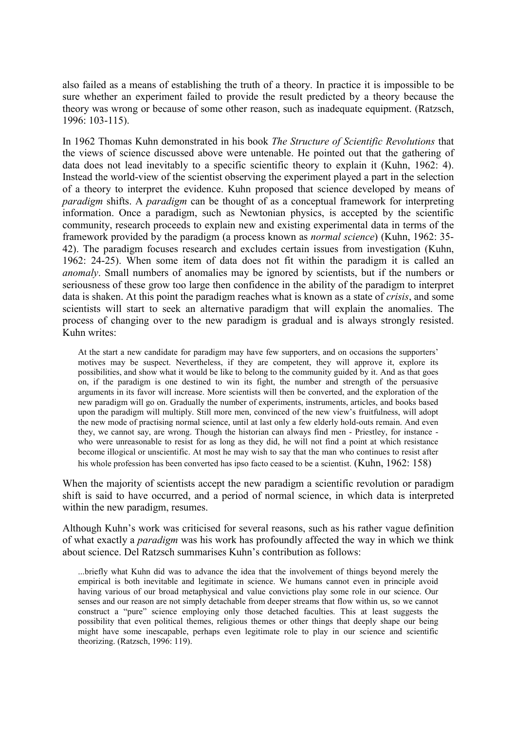also failed as a means of establishing the truth of a theory. In practice it is impossible to be sure whether an experiment failed to provide the result predicted by a theory because the theory was wrong or because of some other reason, such as inadequate equipment. (Ratzsch, 1996: 103-115).

In 1962 Thomas Kuhn demonstrated in his book *The Structure of Scientific Revolutions* that the views of science discussed above were untenable. He pointed out that the gathering of data does not lead inevitably to a specific scientific theory to explain it (Kuhn, 1962: 4). Instead the world-view of the scientist observing the experiment played a part in the selection of a theory to interpret the evidence. Kuhn proposed that science developed by means of *paradigm* shifts. A *paradigm* can be thought of as a conceptual framework for interpreting information. Once a paradigm, such as Newtonian physics, is accepted by the scientific community, research proceeds to explain new and existing experimental data in terms of the framework provided by the paradigm (a process known as *normal science*) (Kuhn, 1962: 35-42). The paradigm focuses research and excludes certain issues from investigation (Kuhn, 1962: 24-25). When some item of data does not fit within the paradigm it is called an *anomaly*. Small numbers of anomalies may be ignored by scientists, but if the numbers or seriousness of these grow too large then confidence in the ability of the paradigm to interpret data is shaken. At this point the paradigm reaches what is known as a state of *crisis*, and some scientists will start to seek an alternative paradigm that will explain the anomalies. The process of changing over to the new paradigm is gradual and is always strongly resisted. Kuhn writes:

> At the start a new candidate for paradigm may have few supporters, and on occasions the supporters' motives may be suspect. Nevertheless, if they are competent, they will approve it, explore its possibilities, and show what it would be like to belong to the community guided by it. And as that goes on, if the paradigm is one destined to win its fight, the number and strength of the persuasive arguments in its favor will increase. More scientists will then be converted, and the exploration of the new paradigm will go on. Gradually the number of experiments, instruments, articles, and books based upon the paradigm will multiply. Still more men, convinced of the new view's fruitfulness, will adopt the new mode of practising normal science, until at last only a few elderly hold-outs remain. And even they, we cannot say, are wrong. Though the historian can always find men - Priestley, for instance - who were unreasonable to resist for as long as they did, he will not find a point at which resistance become illogical or unscientific. At most he may wish to say that the man who continues to resist after his whole profession has been converted has ipso facto ceased to be a scientist. (Kuhn, 1962: 158)

When the majority of scientists accept the new paradigm a scientific revolution or paradigm shift is said to have occurred, and a period of normal science, in which data is interpreted within the new paradigm, resumes.

Although Kuhn's work was criticised for several reasons, such as his rather vague definition of what exactly a *paradigm* was his work has profoundly affected the way in which we think about science. Del Ratzsch summarises Kuhn's contribution as follows:

> ...briefly what Kuhn did was to advance the idea that the involvement of things beyond merely the empirical is both inevitable and legitimate in science. We humans cannot even in principle avoid having various of our broad metaphysical and value convictions play some role in our science. Our senses and our reason are not simply detachable from deeper streams that flow within us, so we cannot construct a "pure" science employing only those detached faculties. This at least suggests the possibility that even political themes, religious themes or other things that deeply shape our being might have some inescapable, perhaps even legitimate role to play in our science and scientific theorizing. (Ratzsch, 1996: 119).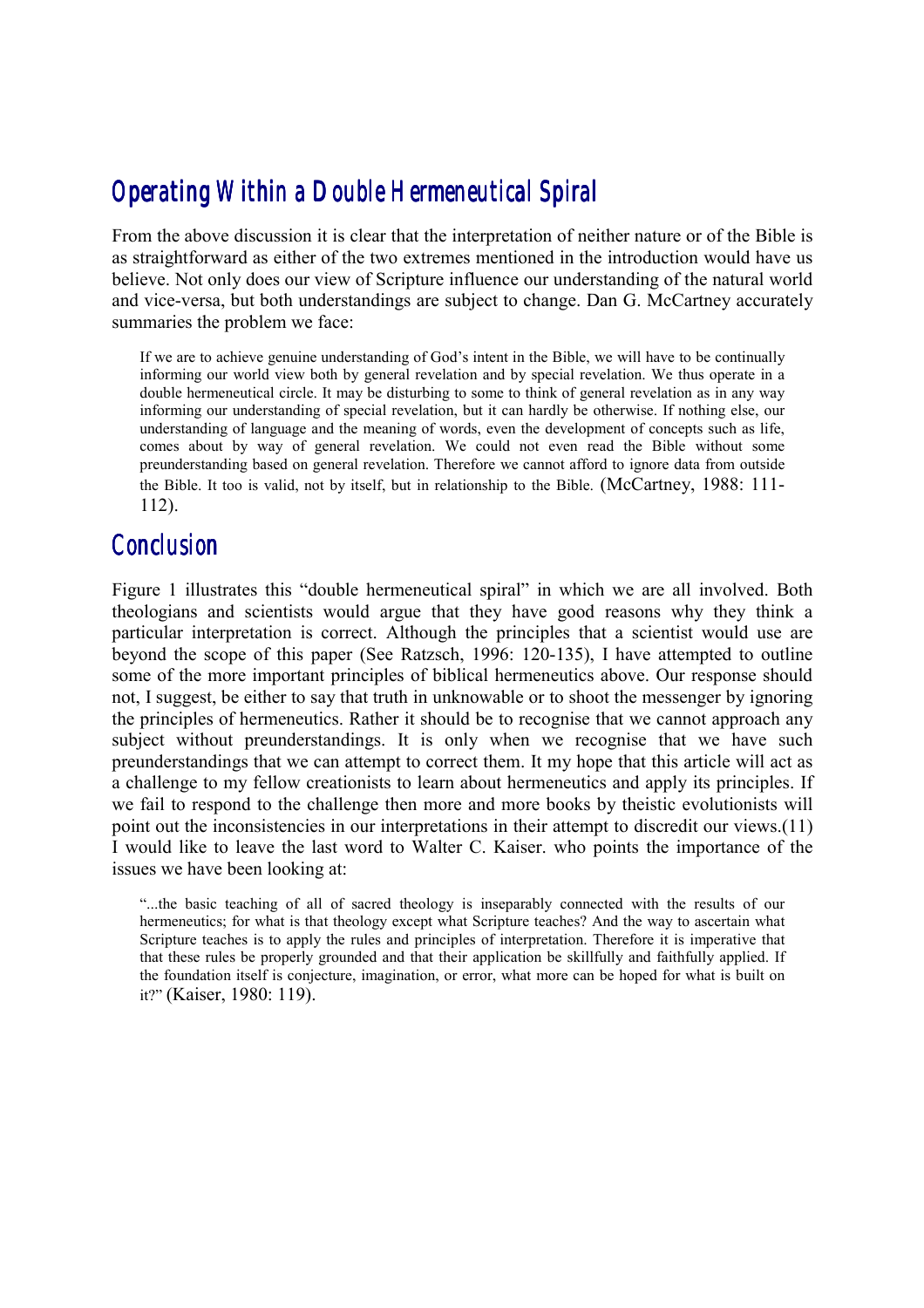## Operating Within a Double Hermeneutical Spiral

From the above discussion it is clear that the interpretation of neither nature or of the Bible is as straightforward as either of the two extremes mentioned in the introduction would have us believe. Not only does our view of Scripture influence our understanding of the natural world and vice-versa, but both understandings are subject to change. Dan G. McCartney accurately summaries the problem we face:

> If we are to achieve genuine understanding of God's intent in the Bible, we will have to be continually informing our world view both by general revelation and by special revelation. We thus operate in a double hermeneutical circle. It may be disturbing to some to think of general revelation as in any way informing our understanding of special revelation, but it can hardly be otherwise. If nothing else, our understanding of language and the meaning of words, even the development of concepts such as life, comes about by way of general revelation. We could not even read the Bible without some preunderstanding based on general revelation. Therefore we cannot afford to ignore data from outside the Bible. It too is valid, not by itself, but in relationship to the Bible. (McCartney, 1988: 111-112).

## Conclusion

Figure 1 illustrates this "double hermeneutical spiral" in which we are all involved. Both theologians and scientists would argue that they have good reasons why they think a particular interpretation is correct. Although the principles that a scientist would use are beyond the scope of this paper (See Ratzsch, 1996: 120-135), I have attempted to outline some of the more important principles of biblical hermeneutics above. Our response should not, I suggest, be either to say that truth in unknowable or to shoot the messenger by ignoring the principles of hermeneutics. Rather it should be to recognise that we cannot approach any subject without preunderstandings. It is only when we recognise that we have such preunderstandings that we can attempt to correct them. It my hope that this article will act as a challenge to my fellow creationists to learn about hermeneutics and apply its principles. If we fail to respond to the challenge then more and more books by theistic evolutionists will point out the inconsistencies in our interpretations in their attempt to discredit our views.(11) I would like to leave the last word to Walter C. Kaiser. who points the importance of the issues we have been looking at:

> "...the basic teaching of all of sacred theology is inseparably connected with the results of our hermeneutics; for what is that theology except what Scripture teaches? And the way to ascertain what Scripture teaches is to apply the rules and principles of interpretation. Therefore it is imperative that that these rules be properly grounded and that their application be skillfully and faithfully applied. If the foundation itself is conjecture, imagination, or error, what more can be hoped for what is built on it?" (Kaiser, 1980: 119).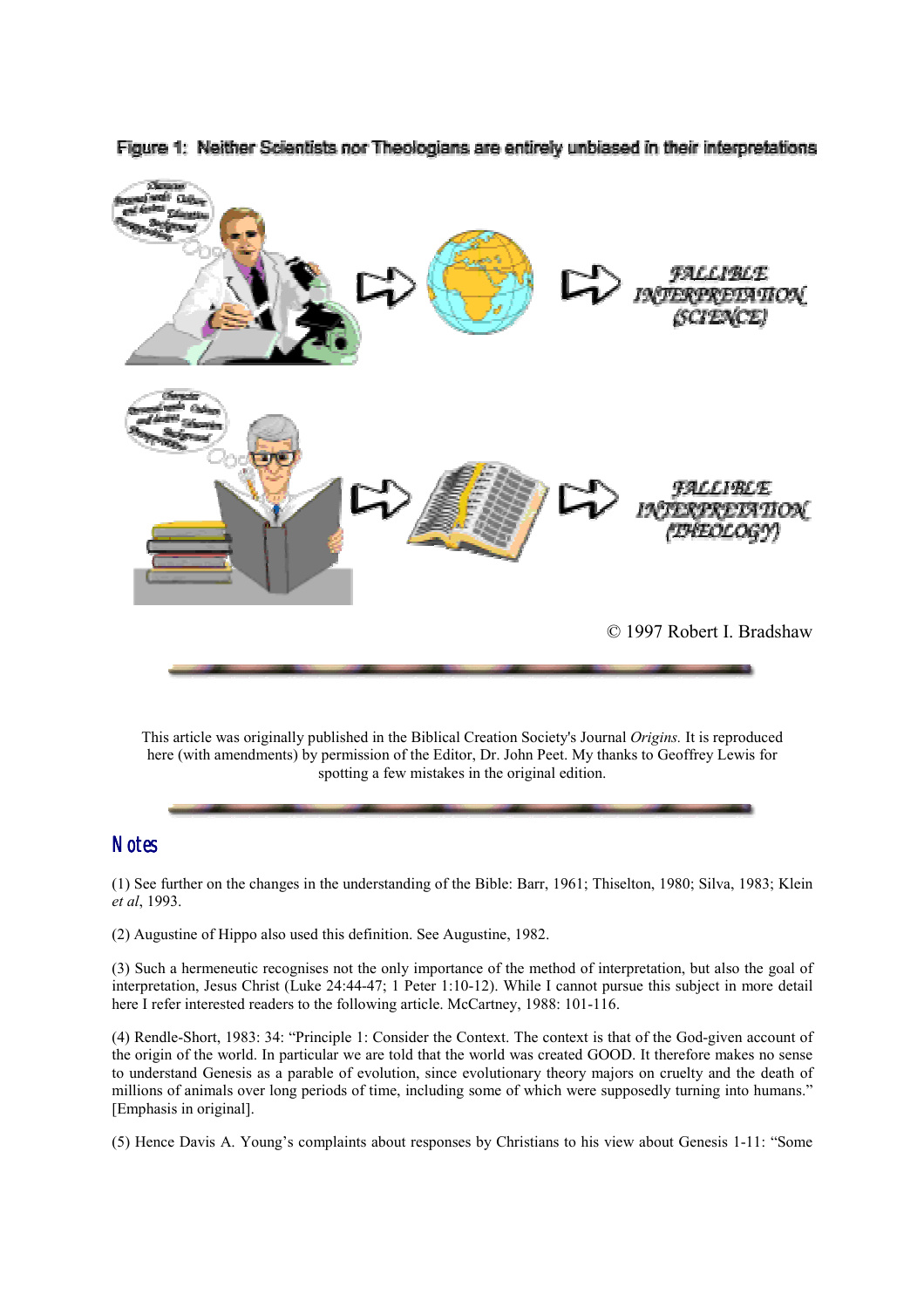Figure 1: Neither Scientists nor Theologians are entirely unbiased in their interpretations

FALLIBLE INTERPRETATION (SCIENCE)

FALLIBLE INTERPRETATION (THEOLOGY)

© 1997 Robert I. Bradshaw

This article was originally published in the Biblical Creation Society's Journal *Origins.* It is reproduced here (with amendments) by permission of the Editor, Dr. John Peet. My thanks to Geoffrey Lewis for spotting a few mistakes in the original edition.

## Notes

(1) See further on the changes in the understanding of the Bible: Barr, 1961; Thiselton, 1980; Silva, 1983; Klein *et al*, 1993.

(2) Augustine of Hippo also used this definition. See Augustine, 1982.

(3) Such a hermeneutic recognises not the only importance of the method of interpretation, but also the goal of interpretation, Jesus Christ (Luke 24:44-47; 1 Peter 1:10-12). While I cannot pursue this subject in more detail here I refer interested readers to the following article. McCartney, 1988: 101-116.

(4) Rendle-Short, 1983: 34: "Principle 1: Consider the Context. The context is that of the God-given account of the origin of the world. In particular we are told that the world was created GOOD. It therefore makes no sense to understand Genesis as a parable of evolution, since evolutionary theory majors on cruelty and the death of millions of animals over long periods of time, including some of which were supposedly turning into humans." [Emphasis in original].

(5) Hence Davis A. Young's complaints about responses by Christians to his view about Genesis 1-11: "Some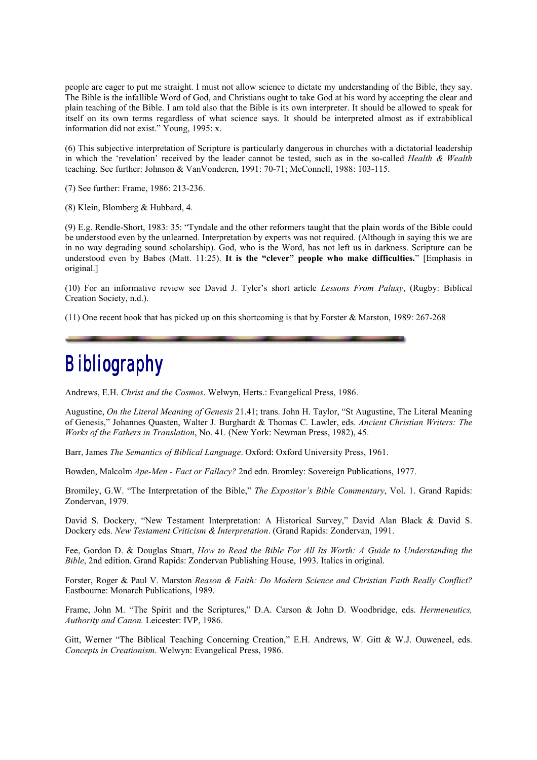people are eager to put me straight. I must not allow science to dictate my understanding of the Bible, they say. The Bible is the infallible Word of God, and Christians ought to take God at his word by accepting the clear and plain teaching of the Bible. I am told also that the Bible is its own interpreter. It should be allowed to speak for itself on its own terms regardless of what science says. It should be interpreted almost as if extrabiblical information did not exist." Young, 1995: x.

(6) This subjective interpretation of Scripture is particularly dangerous in churches with a dictatorial leadership in which the 'revelation' received by the leader cannot be tested, such as in the so-called *Health & Wealth* teaching. See further: Johnson & VanVonderen, 1991: 70-71; McConnell, 1988: 103-115.

(7) See further: Frame, 1986: 213-236.

(8) Klein, Blomberg & Hubbard, 4.

(9) E.g. Rendle-Short, 1983: 35: "Tyndale and the other reformers taught that the plain words of the Bible could be understood even by the unlearned. Interpretation by experts was not required. (Although in saying this we are in no way degrading sound scholarship). God, who is the Word, has not left us in darkness. Scripture can be understood even by Babes (Matt. 11:25). **It is the "clever" people who make difficulties.**" [Emphasis in original.]

(10) For an informative review see David J. Tyler's short article *Lessons From Paluxy*, (Rugby: Biblical Creation Society, n.d.).

(11) One recent book that has picked up on this shortcoming is that by Forster & Marston, 1989: 267-268

# Bibliography

Andrews, E.H. *Christ and the Cosmos*. Welwyn, Herts.: Evangelical Press, 1986.

Augustine, *On the Literal Meaning of Genesis* 21.41; trans. John H. Taylor, "St Augustine, The Literal Meaning of Genesis," Johannes Quasten, Walter J. Burghardt & Thomas C. Lawler, eds. *Ancient Christian Writers: The Works of the Fathers in Translation*, No. 41. (New York: Newman Press, 1982), 45.

Barr, James *The Semantics of Biblical Language*. Oxford: Oxford University Press, 1961.

Bowden, Malcolm *Ape-Men - Fact or Fallacy?* 2nd edn. Bromley: Sovereign Publications, 1977.

Bromiley, G.W. "The Interpretation of the Bible," *The Expositor's Bible Commentary*, Vol. 1. Grand Rapids: Zondervan, 1979.

David S. Dockery, "New Testament Interpretation: A Historical Survey," David Alan Black & David S. Dockery eds. *New Testament Criticism & Interpretation*. (Grand Rapids: Zondervan, 1991.

Fee, Gordon D. & Douglas Stuart, *How to Read the Bible For All Its Worth: A Guide to Understanding the Bible*, 2nd edition. Grand Rapids: Zondervan Publishing House, 1993. Italics in original.

Forster, Roger & Paul V. Marston *Reason & Faith: Do Modern Science and Christian Faith Really Conflict?* Eastbourne: Monarch Publications, 1989.

Frame, John M. "The Spirit and the Scriptures," D.A. Carson & John D. Woodbridge, eds. *Hermeneutics, Authority and Canon.* Leicester: IVP, 1986.

Gitt, Werner "The Biblical Teaching Concerning Creation," E.H. Andrews, W. Gitt & W.J. Ouweneel, eds. *Concepts in Creationism*. Welwyn: Evangelical Press, 1986.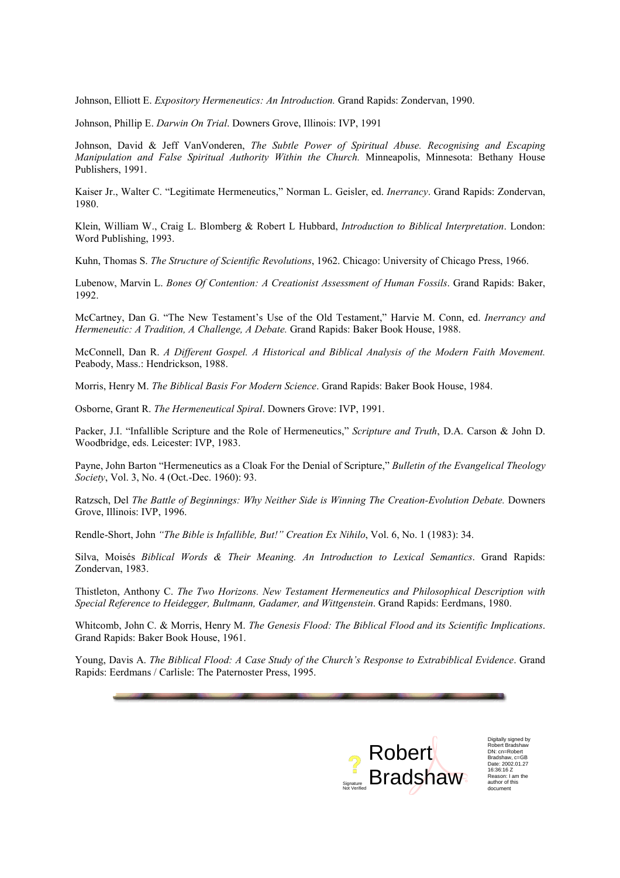Johnson, Elliott E. *Expository Hermeneutics: An Introduction.* Grand Rapids: Zondervan, 1990.

Johnson, Phillip E. *Darwin On Trial*. Downers Grove, Illinois: IVP, 1991

Johnson, David & Jeff VanVonderen, *The Subtle Power of Spiritual Abuse. Recognising and Escaping Manipulation and False Spiritual Authority Within the Church.* Minneapolis, Minnesota: Bethany House Publishers, 1991.

Kaiser Jr., Walter C. "Legitimate Hermeneutics," Norman L. Geisler, ed. *Inerrancy*. Grand Rapids: Zondervan, 1980.

Klein, William W., Craig L. Blomberg & Robert L Hubbard, *Introduction to Biblical Interpretation*. London: Word Publishing, 1993.

Kuhn, Thomas S. *The Structure of Scientific Revolutions*, 1962. Chicago: University of Chicago Press, 1966.

Lubenow, Marvin L. *Bones Of Contention: A Creationist Assessment of Human Fossils*. Grand Rapids: Baker, 1992.

McCartney, Dan G. "The New Testament's Use of the Old Testament," Harvie M. Conn, ed. *Inerrancy and Hermeneutic: A Tradition, A Challenge, A Debate.* Grand Rapids: Baker Book House, 1988.

McConnell, Dan R. *A Different Gospel. A Historical and Biblical Analysis of the Modern Faith Movement.* Peabody, Mass.: Hendrickson, 1988.

Morris, Henry M. *The Biblical Basis For Modern Science*. Grand Rapids: Baker Book House, 1984.

Osborne, Grant R. *The Hermeneutical Spiral*. Downers Grove: IVP, 1991.

Packer, J.I. "Infallible Scripture and the Role of Hermeneutics," *Scripture and Truth*, D.A. Carson & John D. Woodbridge, eds. Leicester: IVP, 1983.

Payne, John Barton "Hermeneutics as a Cloak For the Denial of Scripture," *Bulletin of the Evangelical Theology Society*, Vol. 3, No. 4 (Oct.-Dec. 1960): 93.

Ratzsch, Del *The Battle of Beginnings: Why Neither Side is Winning The Creation-Evolution Debate.* Downers Grove, Illinois: IVP, 1996.

Rendle-Short, John *"The Bible is Infallible, But!" Creation Ex Nihilo*, Vol. 6, No. 1 (1983): 34.

Silva, Moisés *Biblical Words & Their Meaning. An Introduction to Lexical Semantics*. Grand Rapids: Zondervan, 1983.

Thistleton, Anthony C. *The Two Horizons. New Testament Hermeneutics and Philosophical Description with Special Reference to Heidegger, Bultmann, Gadamer, and Wittgenstein*. Grand Rapids: Eerdmans, 1980.

Whitcomb, John C. & Morris, Henry M. *The Genesis Flood: The Biblical Flood and its Scientific Implications*. Grand Rapids: Baker Book House, 1961.

Young, Davis A. *The Biblical Flood: A Case Study of the Church's Response to Extrabiblical Evidence*. Grand Rapids: Eerdmans / Carlisle: The Paternoster Press, 1995.

---

Signature Not Verified

Robert Bradshaw

Digitally signed by Robert Bradshaw
DN: cn=Robert Bradshaw, c=GB
Date: 2002.01.27 16:36:16 Z
Reason: I am the author of this document